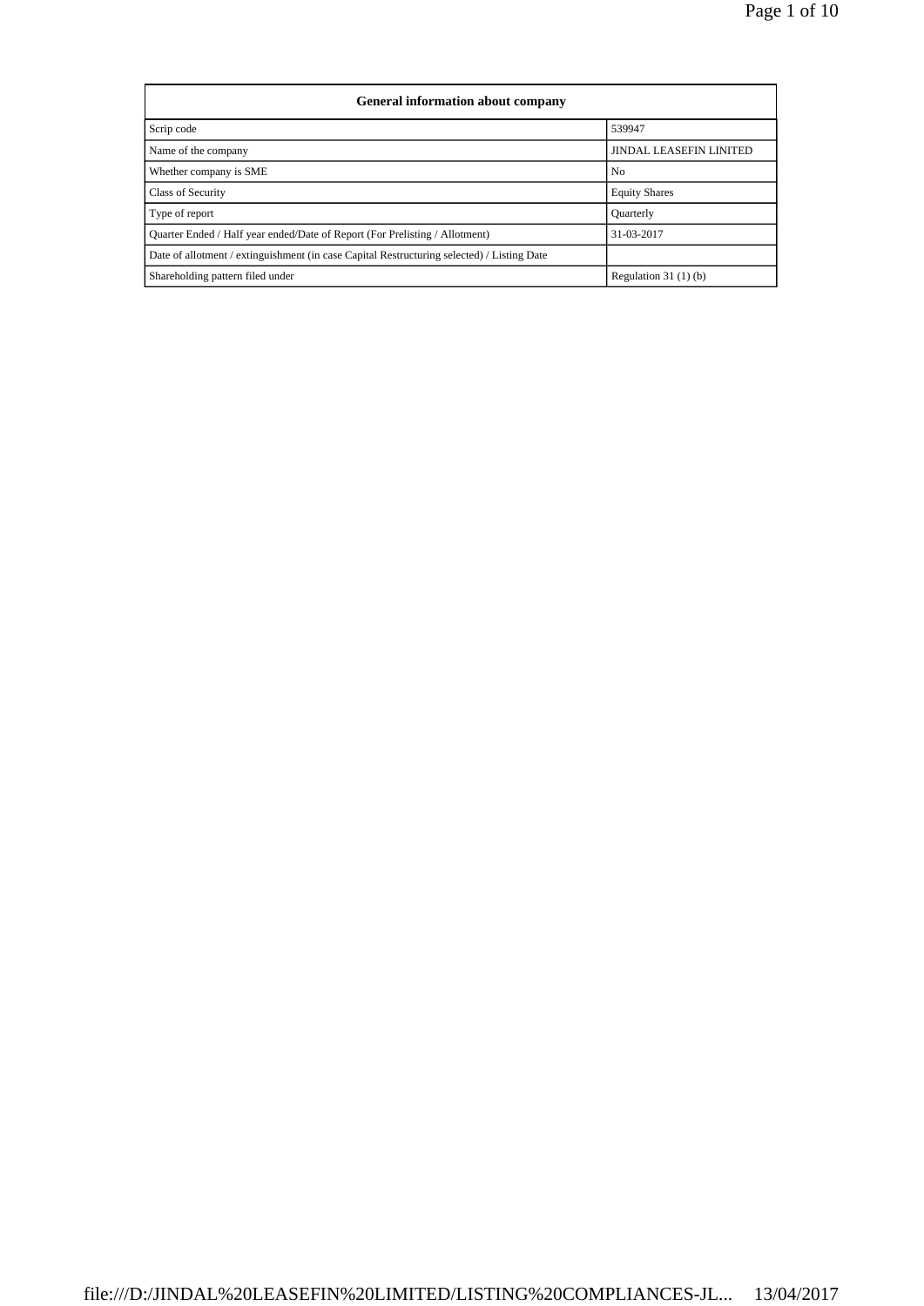| General information about company | |
|---|---|
| Scrip code | 539947 |
| Name of the company | JINDAL LEASEFIN LINITED |
| Whether company is SME | No |
| Class of Security | Equity Shares |
| Type of report | Quarterly |
| Quarter Ended / Half year ended/Date of Report (For Prelisting / Allotment) | 31-03-2017 |
| Date of allotment / extinguishment (in case Capital Restructuring selected) / Listing Date | |
| Shareholding pattern filed under | Regulation 31 (1) (b) |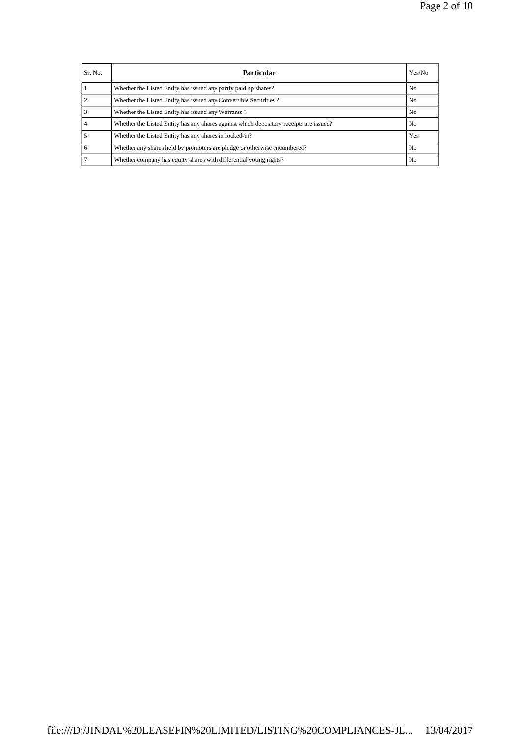| Sr. No. | Particular | Yes/No |
|---|---|---|
| 1 | Whether the Listed Entity has issued any partly paid up shares? | No |
| 2 | Whether the Listed Entity has issued any Convertible Securities ? | No |
| 3 | Whether the Listed Entity has issued any Warrants ? | No |
| 4 | Whether the Listed Entity has any shares against which depository receipts are issued? | No |
| 5 | Whether the Listed Entity has any shares in locked-in? | Yes |
| 6 | Whether any shares held by promoters are pledge or otherwise encumbered? | No |
| 7 | Whether company has equity shares with differential voting rights? | No |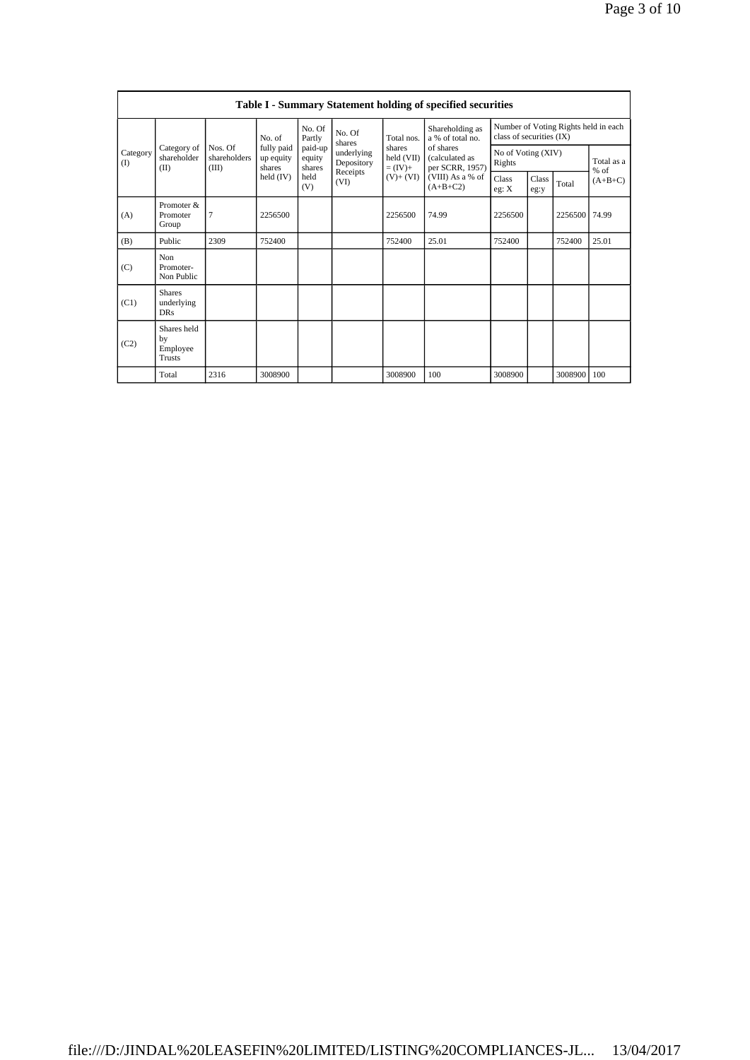## Table I - Summary Statement holding of specified securities

| Category (I) | Category of shareholder (II) | Nos. Of shareholders (III) | No. of fully paid up equity shares held (IV) | No. Of Partly paid-up equity shares held (V) | No. Of shares underlying Depository Receipts (VI) | Total nos. shares held (VII) = (IV)+ (V)+ (VI) | Shareholding as a % of total no. of shares (calculated as per SCRR, 1957) (VIII) As a % of (A+B+C2) | Number of Voting Rights held in each class of securities (IX) | | | |
|---|---|---|---|---|---|---|---|---|---|---|---|
| | | | | | | | | No of Voting (XIV) Rights | | | Total as a % of (A+B+C) |
| | | | | | | | | Class eg: X | Class eg:y | Total | |
| (A) | Promoter & Promoter Group | 7 | 2256500 | | | 2256500 | 74.99 | 2256500 | | 2256500 | 74.99 |
| (B) | Public | 2309 | 752400 | | | 752400 | 25.01 | 752400 | | 752400 | 25.01 |
| (C) | Non Promoter- Non Public | | | | | | | | | | |
| (C1) | Shares underlying DRs | | | | | | | | | | |
| (C2) | Shares held by Employee Trusts | | | | | | | | | | |
| | Total | 2316 | 3008900 | | | 3008900 | 100 | 3008900 | | 3008900 | 100 |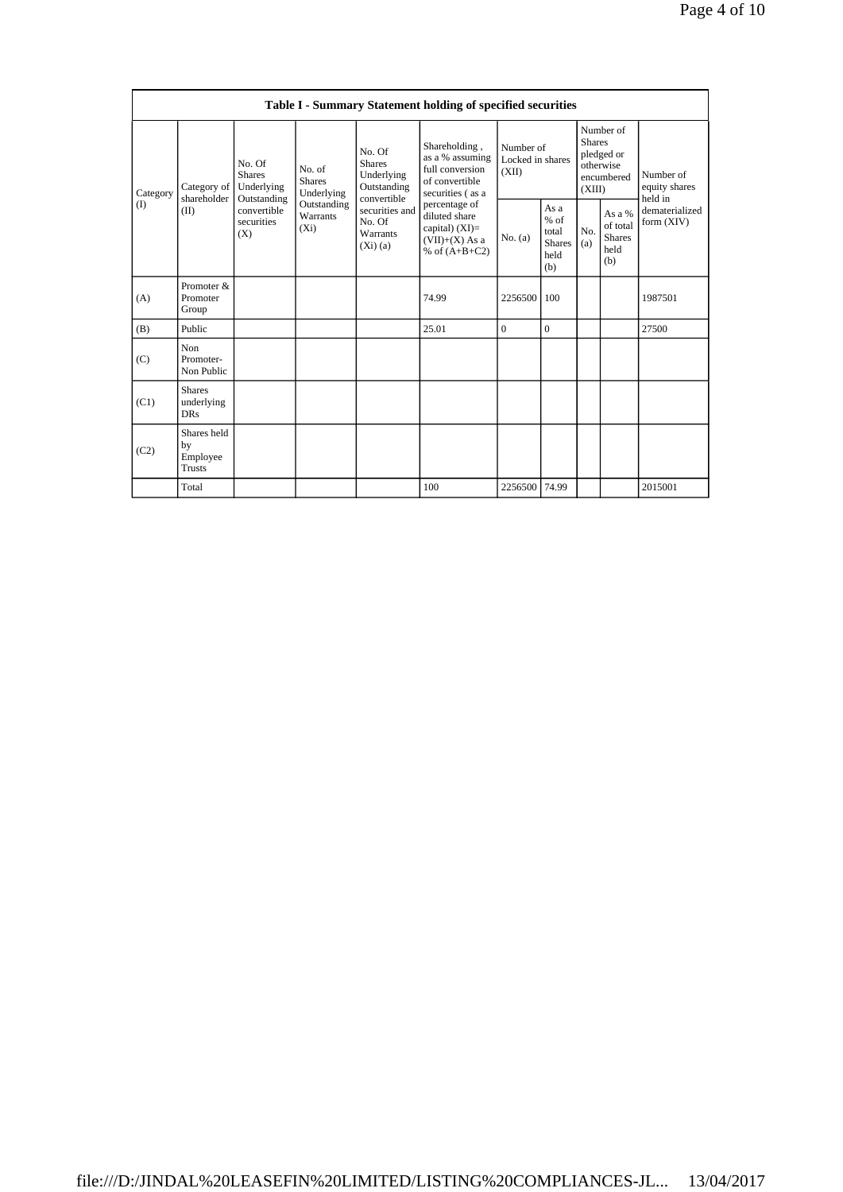| Table I - Summary Statement holding of specified securities | | | | | | | | | | | |
|---|---|---|---|---|---|---|---|---|---|---|---|
| Category (I) | Category of shareholder (II) | No. Of Shares Underlying Outstanding convertible securities (X) | No. of Shares Underlying Outstanding Warrants (Xi) | No. Of Shares Underlying Outstanding convertible securities and No. Of Warrants (Xi) (a) | Shareholding , as a % assuming full conversion of convertible securities ( as a percentage of diluted share capital) (XI)= (VII)+(X) As a % of (A+B+C2) | Number of Locked in shares (XII) | | Number of Shares pledged or otherwise encumbered (XIII) | | Number of equity shares held in dematerialized form (XIV) |
| | | | | | | No. (a) | As a % of total Shares held (b) | No. (a) | As a % of total Shares held (b) | |
| (A) | Promoter & Promoter Group | | | | 74.99 | 2256500 | 100 | | | 1987501 |
| (B) | Public | | | | 25.01 | 0 | 0 | | | 27500 |
| (C) | Non Promoter- Non Public | | | | | | | | | |
| (C1) | Shares underlying DRs | | | | | | | | | |
| (C2) | Shares held by Employee Trusts | | | | | | | | | |
| | Total | | | | 100 | 2256500 | 74.99 | | | 2015001 |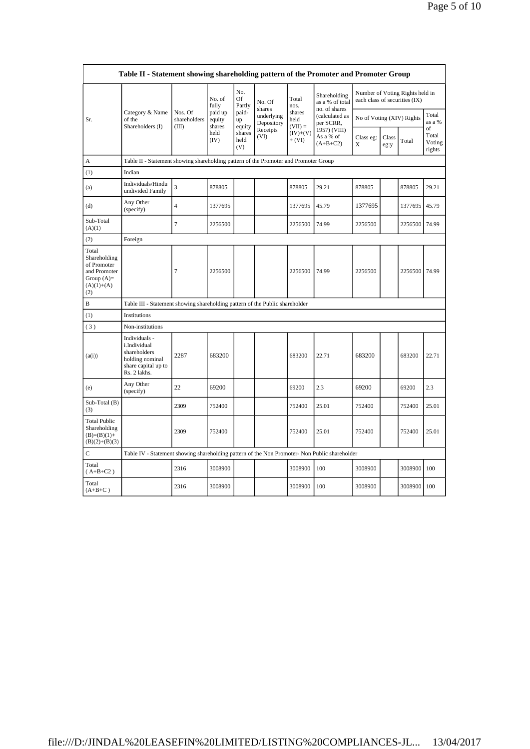| Table II - Statement showing shareholding pattern of the Promoter and Promoter Group | | | | | | | | | | | |
|---|---|---|---|---|---|---|---|---|---|---|---|
| Sr. | Category & Name of the Shareholders (I) | Nos. Of shareholders (III) | No. of fully paid up equity shares held (IV) | No. Of Partly paid-up equity shares held (V) | No. Of shares underlying Depository Receipts (VI) | Total nos. shares held (VII) = (IV)+(V)+ (VI) | Shareholding as a % of total no. of shares (calculated as per SCRR, 1957) (VIII) As a % of (A+B+C2) | Number of Voting Rights held in each class of securities (IX) | | | |
| | | | | | | | | No of Voting (XIV) Rights | | | Total as a % of Total Voting rights |
| | | | | | | | | Class eg: X | Class eg:y | Total | |
| A | Table II - Statement showing shareholding pattern of the Promoter and Promoter Group | | | | | | | | | | |
| (1) | Indian | | | | | | | | | | |
| (a) | Individuals/Hindu undivided Family | 3 | 878805 | | | 878805 | 29.21 | 878805 | | 878805 | 29.21 |
| (d) | Any Other (specify) | 4 | 1377695 | | | 1377695 | 45.79 | 1377695 | | 1377695 | 45.79 |
| Sub-Total (A)(1) | | 7 | 2256500 | | | 2256500 | 74.99 | 2256500 | | 2256500 | 74.99 |
| (2) | Foreign | | | | | | | | | | |
| Total Shareholding of Promoter and Promoter Group (A)=(A)(1)+(A)(2) | | 7 | 2256500 | | | 2256500 | 74.99 | 2256500 | | 2256500 | 74.99 |
| B | Table III - Statement showing shareholding pattern of the Public shareholder | | | | | | | | | | |
| (1) | Institutions | | | | | | | | | | |
| (3) | Non-institutions | | | | | | | | | | |
| (a(i)) | Individuals - i.Individual shareholders holding nominal share capital up to Rs. 2 lakhs. | 2287 | 683200 | | | 683200 | 22.71 | 683200 | | 683200 | 22.71 |
| (e) | Any Other (specify) | 22 | 69200 | | | 69200 | 2.3 | 69200 | | 69200 | 2.3 |
| Sub-Total (B)(3) | | 2309 | 752400 | | | 752400 | 25.01 | 752400 | | 752400 | 25.01 |
| Total Public Shareholding (B)=(B)(1)+(B)(2)+(B)(3) | | 2309 | 752400 | | | 752400 | 25.01 | 752400 | | 752400 | 25.01 |
| C | Table IV - Statement showing shareholding pattern of the Non Promoter- Non Public shareholder | | | | | | | | | | |
| Total (A+B+C2) | | 2316 | 3008900 | | | 3008900 | 100 | 3008900 | | 3008900 | 100 |
| Total (A+B+C) | | 2316 | 3008900 | | | 3008900 | 100 | 3008900 | | 3008900 | 100 |

file:///D:/JINDAL%20LEASEFIN%20LIMITED/LISTING%20COMPLIANCES-JL... 13/04/2017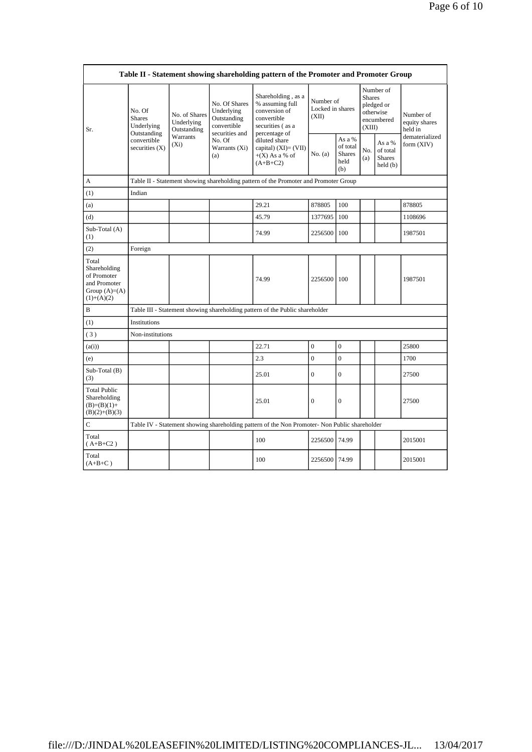| Table II - Statement showing shareholding pattern of the Promoter and Promoter Group | | | | | | | | | | |
|---|---|---|---|---|---|---|---|---|---|---|
| Sr. | No. Of Shares Underlying Outstanding convertible securities (X) | No. of Shares Underlying Outstanding Warrants (Xi) | No. Of Shares Underlying Outstanding convertible securities and No. Of Warrants (Xi) (a) | Shareholding , as a % assuming full conversion of convertible securities ( as a percentage of diluted share capital) (XI)= (VII)+(X) As a % of (A+B+C2) | Number of Locked in shares (XII) | | Number of Shares pledged or otherwise encumbered (XIII) | | Number of equity shares held in dematerialized form (XIV) |
| | | | | | No. (a) | As a % of total Shares held (b) | No. (a) | As a % of total Shares held (b) | |
| A | Table II - Statement showing shareholding pattern of the Promoter and Promoter Group | | | | | | | | |
| (1) | Indian | | | | | | | | |
| (a) | | | | 29.21 | 878805 | 100 | | | 878805 |
| (d) | | | | 45.79 | 1377695 | 100 | | | 1108696 |
| Sub-Total (A) (1) | | | | 74.99 | 2256500 | 100 | | | 1987501 |
| (2) | Foreign | | | | | | | | |
| Total Shareholding of Promoter and Promoter Group (A)=(A)(1)+(A)(2) | | | | 74.99 | 2256500 | 100 | | | 1987501 |
| B | Table III - Statement showing shareholding pattern of the Public shareholder | | | | | | | | |
| (1) | Institutions | | | | | | | | |
| ( 3 ) | Non-institutions | | | | | | | | |
| (a(i)) | | | | 22.71 | 0 | 0 | | | 25800 |
| (e) | | | | 2.3 | 0 | 0 | | | 1700 |
| Sub-Total (B) (3) | | | | 25.01 | 0 | 0 | | | 27500 |
| Total Public Shareholding (B)=(B)(1)+(B)(2)+(B)(3) | | | | 25.01 | 0 | 0 | | | 27500 |
| C | Table IV - Statement showing shareholding pattern of the Non Promoter- Non Public shareholder | | | | | | | | |
| Total ( A+B+C2 ) | | | | 100 | 2256500 | 74.99 | | | 2015001 |
| Total (A+B+C ) | | | | 100 | 2256500 | 74.99 | | | 2015001 |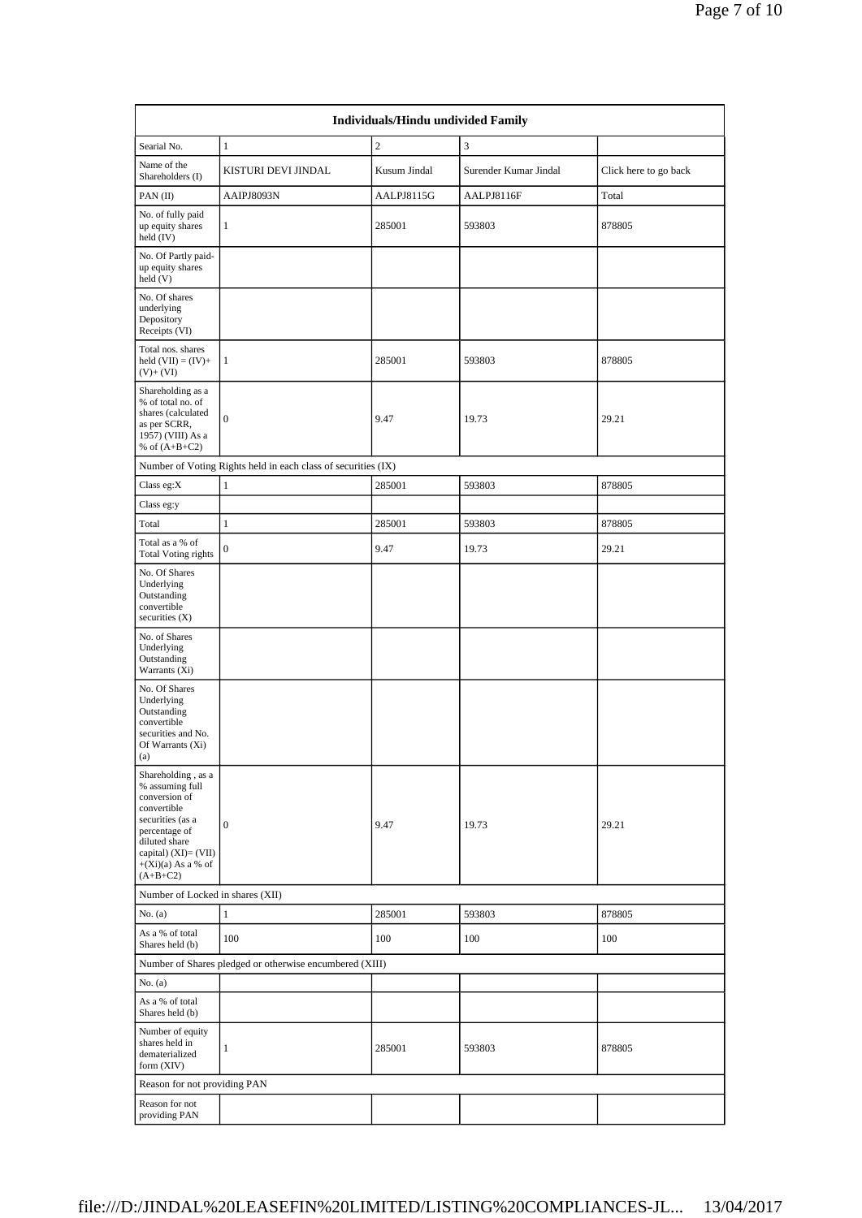| Individuals/Hindu undivided Family | | | | |
|---|---|---|---|---|
| Searial No. | 1 | 2 | 3 | |
| Name of the Shareholders (I) | KISTURI DEVI JINDAL | Kusum Jindal | Surender Kumar Jindal | Click here to go back |
| PAN (II) | AAIPJ8093N | AALPJ8115G | AALPJ8116F | Total |
| No. of fully paid up equity shares held (IV) | 1 | 285001 | 593803 | 878805 |
| No. Of Partly paid-up equity shares held (V) | | | | |
| No. Of shares underlying Depository Receipts (VI) | | | | |
| Total nos. shares held (VII) = (IV)+(V)+ (VI) | 1 | 285001 | 593803 | 878805 |
| Shareholding as a % of total no. of shares (calculated as per SCRR, 1957) (VIII) As a % of (A+B+C2) | 0 | 9.47 | 19.73 | 29.21 |
| Number of Voting Rights held in each class of securities (IX) | | | | |
| Class eg:X | 1 | 285001 | 593803 | 878805 |
| Class eg:y | | | | |
| Total | 1 | 285001 | 593803 | 878805 |
| Total as a % of Total Voting rights | 0 | 9.47 | 19.73 | 29.21 |
| No. Of Shares Underlying Outstanding convertible securities (X) | | | | |
| No. of Shares Underlying Outstanding Warrants (Xi) | | | | |
| No. Of Shares Underlying Outstanding convertible securities and No. Of Warrants (Xi) (a) | | | | |
| Shareholding , as a % assuming full conversion of convertible securities (as a percentage of diluted share capital) (XI)= (VII)+(Xi)(a) As a % of (A+B+C2) | 0 | 9.47 | 19.73 | 29.21 |
| Number of Locked in shares (XII) | | | | |
| No. (a) | 1 | 285001 | 593803 | 878805 |
| As a % of total Shares held (b) | 100 | 100 | 100 | 100 |
| Number of Shares pledged or otherwise encumbered (XIII) | | | | |
| No. (a) | | | | |
| As a % of total Shares held (b) | | | | |
| Number of equity shares held in dematerialized form (XIV) | 1 | 285001 | 593803 | 878805 |
| Reason for not providing PAN | | | | |
| Reason for not providing PAN | | | | |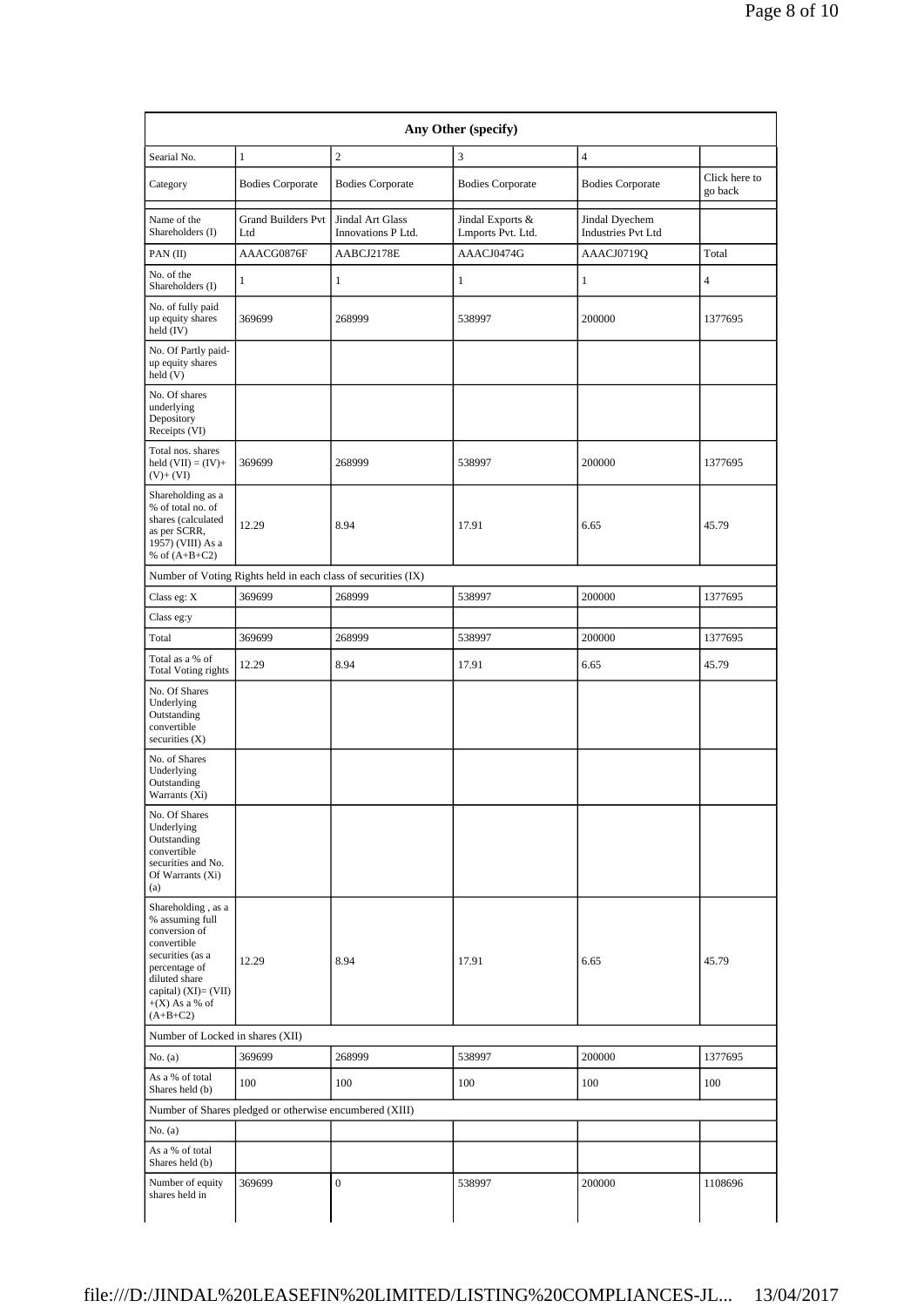| Any Other (specify) | | | | | |
|---|---|---|---|---|---|
| Searial No. | 1 | 2 | 3 | 4 | |
| Category | Bodies Corporate | Bodies Corporate | Bodies Corporate | Bodies Corporate | Click here to go back |
| Name of the Shareholders (I) | Grand Builders Pvt Ltd | Jindal Art Glass Innovations P Ltd. | Jindal Exports & Lmports Pvt. Ltd. | Jindal Dyechem Industries Pvt Ltd | |
| PAN (II) | AAACG0876F | AABCJ2178E | AAACJ0474G | AAACJ0719Q | Total |
| No. of the Shareholders (I) | 1 | 1 | 1 | 1 | 4 |
| No. of fully paid up equity shares held (IV) | 369699 | 268999 | 538997 | 200000 | 1377695 |
| No. Of Partly paid-up equity shares held (V) | | | | | |
| No. Of shares underlying Depository Receipts (VI) | | | | | |
| Total nos. shares held (VII) = (IV)+ (V)+ (VI) | 369699 | 268999 | 538997 | 200000 | 1377695 |
| Shareholding as a % of total no. of shares (calculated as per SCRR, 1957) (VIII) As a % of (A+B+C2) | 12.29 | 8.94 | 17.91 | 6.65 | 45.79 |
| Number of Voting Rights held in each class of securities (IX) | | | | | |
| Class eg: X | 369699 | 268999 | 538997 | 200000 | 1377695 |
| Class eg:y | | | | | |
| Total | 369699 | 268999 | 538997 | 200000 | 1377695 |
| Total as a % of Total Voting rights | 12.29 | 8.94 | 17.91 | 6.65 | 45.79 |
| No. Of Shares Underlying Outstanding convertible securities (X) | | | | | |
| No. of Shares Underlying Outstanding Warrants (Xi) | | | | | |
| No. Of Shares Underlying Outstanding convertible securities and No. Of Warrants (Xi) (a) | | | | | |
| Shareholding , as a % assuming full conversion of convertible securities (as a percentage of diluted share capital) (XI)= (VII) +(X) As a % of (A+B+C2) | 12.29 | 8.94 | 17.91 | 6.65 | 45.79 |
| Number of Locked in shares (XII) | | | | | |
| No. (a) | 369699 | 268999 | 538997 | 200000 | 1377695 |
| As a % of total Shares held (b) | 100 | 100 | 100 | 100 | 100 |
| Number of Shares pledged or otherwise encumbered (XIII) | | | | | |
| No. (a) | | | | | |
| As a % of total Shares held (b) | | | | | |
| Number of equity shares held in | 369699 | 0 | 538997 | 200000 | 1108696 |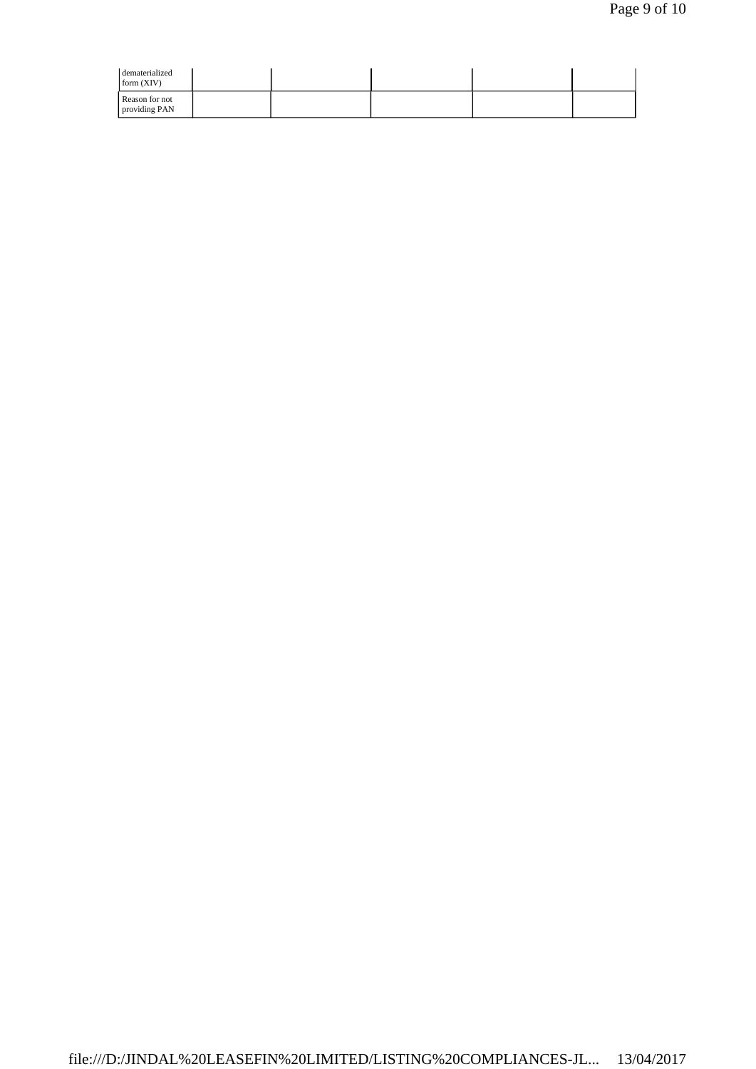| | | | | | |
|---|---|---|---|---|---|
| dematerialized form (XIV) | | | | | |
| Reason for not providing PAN | | | | | |